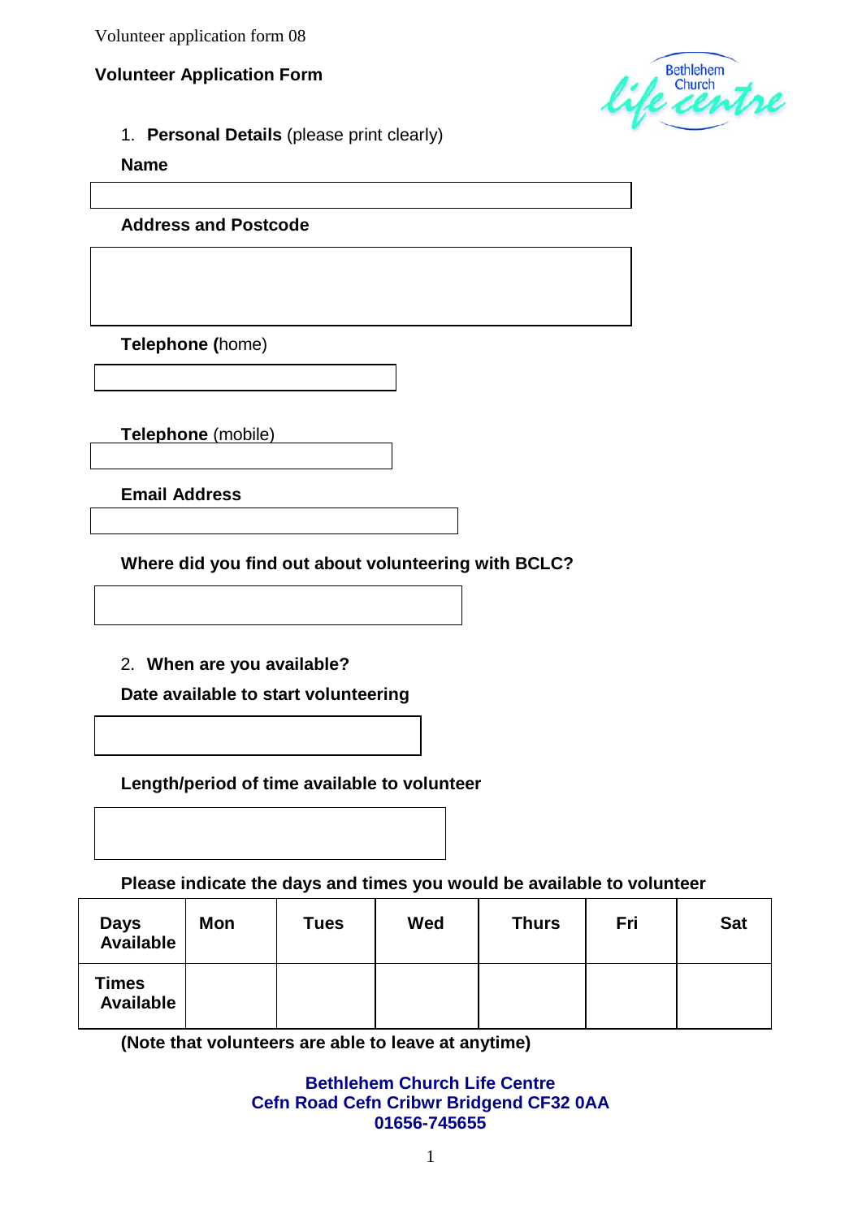Volunteer application form 08

# Volunteer Application Form

1. **Personal Details** (please print clearly)

**Name**

**Address and Postcode**

**Telephone (**home)

**Telephone** (mobile)

**Email Address**

**Where did you find out about volunteering with BCLC?**

2. **When are you available?**

**Date available to start volunteering**

**Length/period of time available to volunteer**

**Please indicate the days and times you would be available to volunteer**

| **Days Available** | **Mon** | **Tues** | **Wed** | **Thurs** | **Fri** | **Sat** |
|---|---|---|---|---|---|---|
| **Times Available** | | | | | | |

**(Note that volunteers are able to leave at anytime)**

**Bethlehem Church Life Centre**
**Cefn Road Cefn Cribwr Bridgend CF32 0AA**
**01656-745655**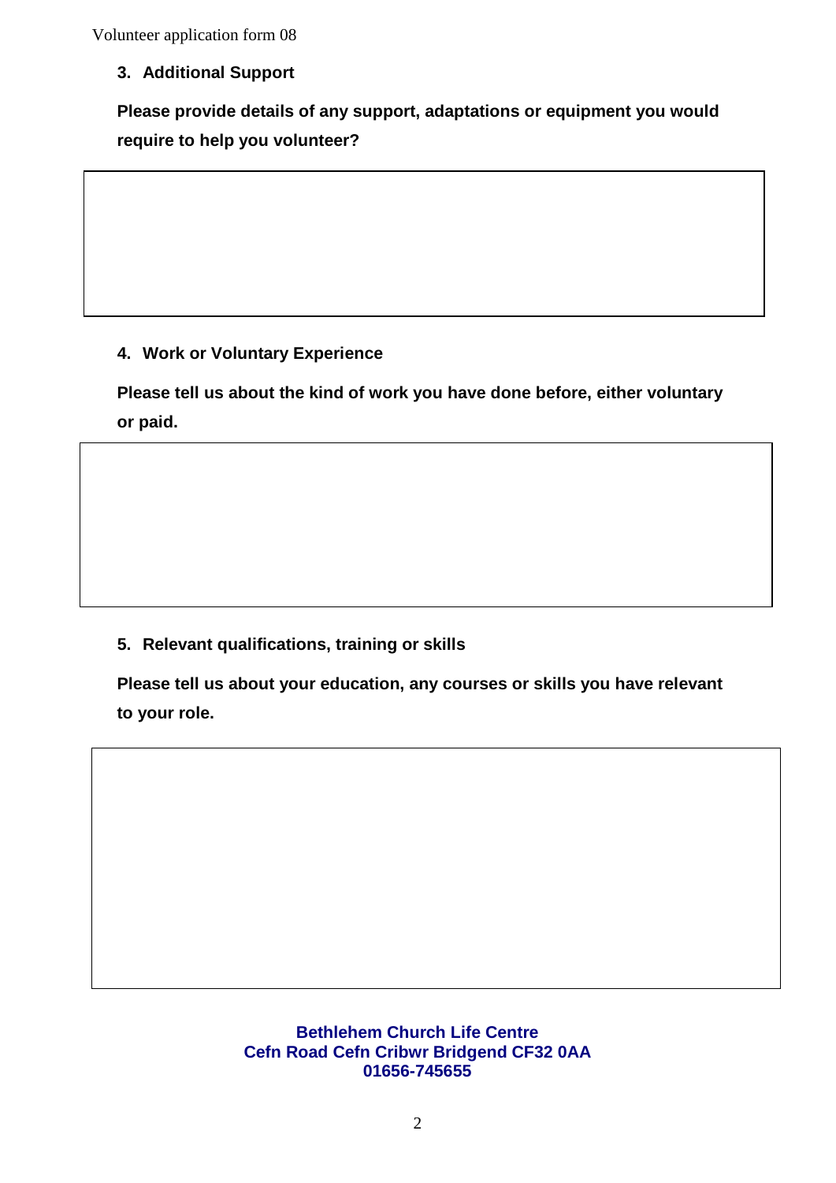### 3. Additional Support

**Please provide details of any support, adaptations or equipment you would require to help you volunteer?**

### 4. Work or Voluntary Experience

**Please tell us about the kind of work you have done before, either voluntary or paid.**

### 5. Relevant qualifications, training or skills

**Please tell us about your education, any courses or skills you have relevant to your role.**

**Bethlehem Church Life Centre**
**Cefn Road Cefn Cribwr Bridgend CF32 0AA**
**01656-745655**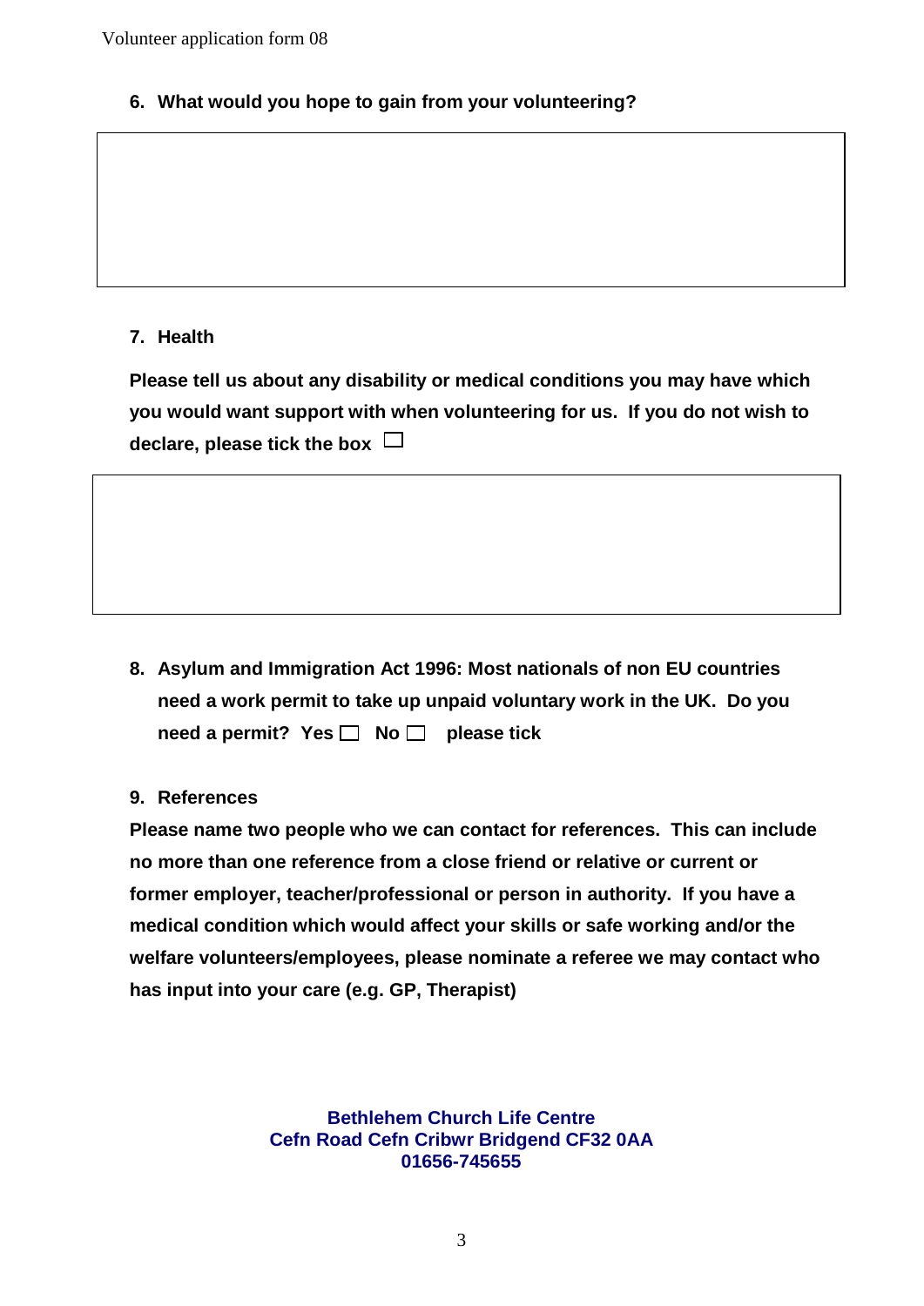6. **What would you hope to gain from your volunteering?**

&nbsp;

7. **Health**

**Please tell us about any disability or medical conditions you may have which you would want support with when volunteering for us. If you do not wish to declare, please tick the box ☐**

&nbsp;

8. **Asylum and Immigration Act 1996: Most nationals of non EU countries need a work permit to take up unpaid voluntary work in the UK. Do you need a permit? Yes ☐ No ☐ please tick**

9. **References**

**Please name two people who we can contact for references. This can include no more than one reference from a close friend or relative or current or former employer, teacher/professional or person in authority. If you have a medical condition which would affect your skills or safe working and/or the welfare volunteers/employees, please nominate a referee we may contact who has input into your care (e.g. GP, Therapist)**

**Bethlehem Church Life Centre**
**Cefn Road Cefn Cribwr Bridgend CF32 0AA**
**01656-745655**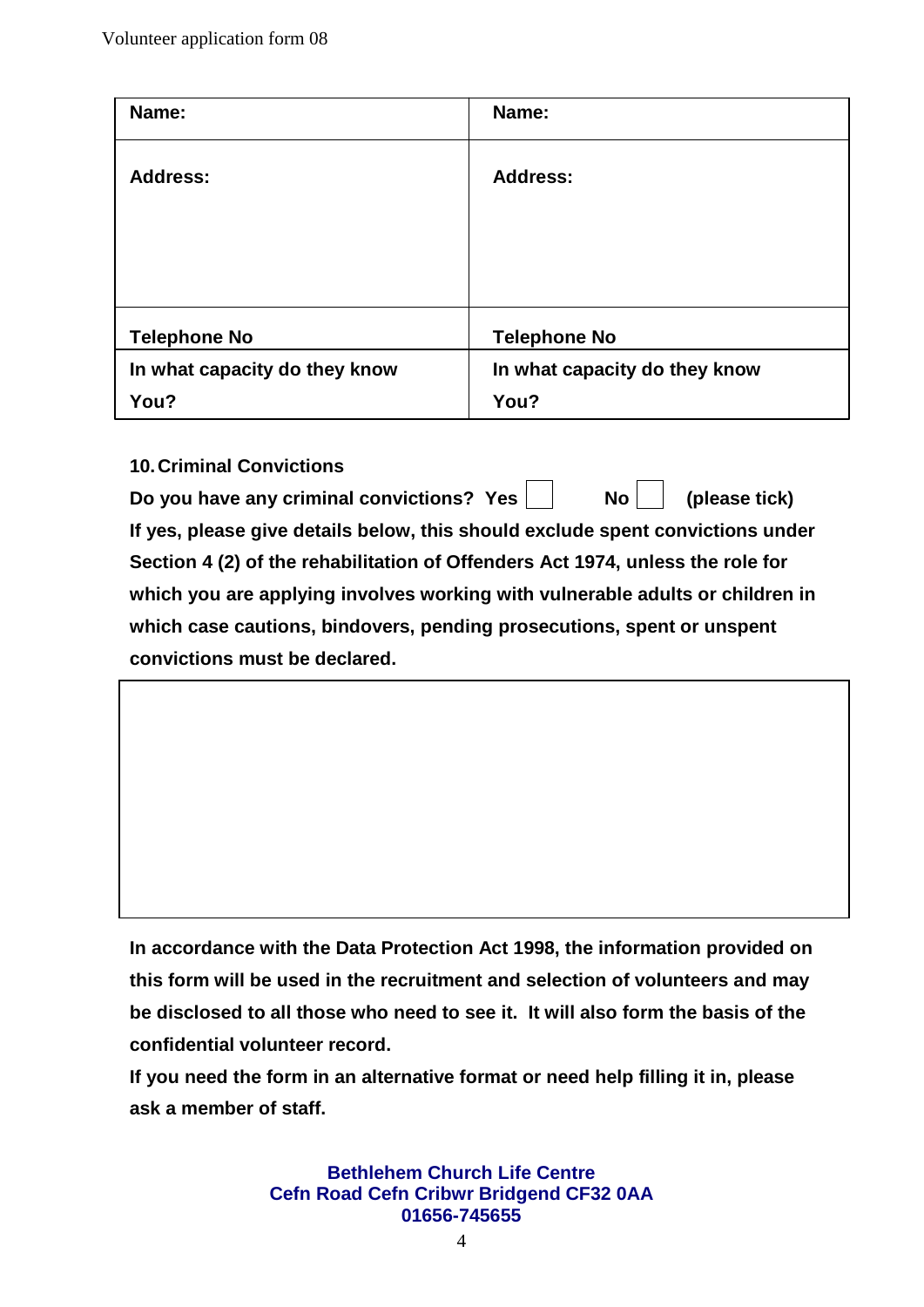| | |
|---|---|
| **Name:** | **Name:** |
| **Address:** | **Address:** |
| **Telephone No** | **Telephone No** |
| **In what capacity do they know You?** | **In what capacity do they know You?** |

**10. Criminal Convictions**

**Do you have any criminal convictions? Yes ☐ No ☐ (please tick)**

**If yes, please give details below, this should exclude spent convictions under Section 4 (2) of the rehabilitation of Offenders Act 1974, unless the role for which you are applying involves working with vulnerable adults or children in which case cautions, bindovers, pending prosecutions, spent or unspent convictions must be declared.**

| |
|---|
| |

**In accordance with the Data Protection Act 1998, the information provided on this form will be used in the recruitment and selection of volunteers and may be disclosed to all those who need to see it. It will also form the basis of the confidential volunteer record.**

**If you need the form in an alternative format or need help filling it in, please ask a member of staff.**

**Bethlehem Church Life Centre**
**Cefn Road Cefn Cribwr Bridgend CF32 0AA**
**01656-745655**